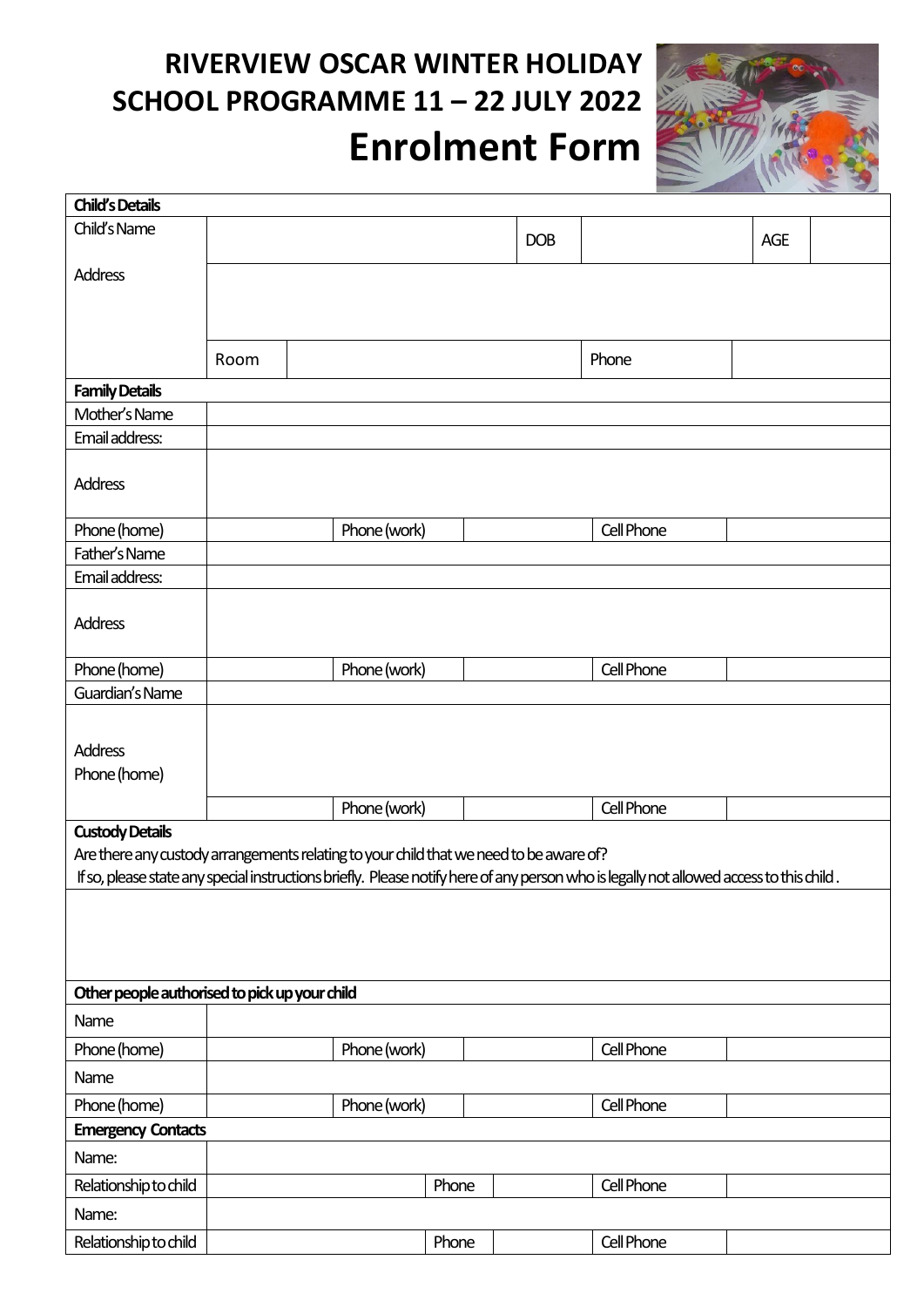# RIVERVIEW OSCAR WINTER HOLIDAY SCHOOL PROGRAMME 11 – 22 JULY 2022

# Enrolment Form

| **Child's Details** | | | | | | | |
|---|---|---|---|---|---|---|---|
| Child's Name | | | DOB | | AGE | | |
| Address | | | | | | | |
| | Room | | | Phone | | | |

| **Family Details** | | | | | |
|---|---|---|---|---|---|
| Mother's Name | | | | | |
| Email address: | | | | | |
| Address | | | | | |
| Phone (home) | | Phone (work) | | Cell Phone | |
| Father's Name | | | | | |
| Email address: | | | | | |
| Address | | | | | |
| Phone (home) | | Phone (work) | | Cell Phone | |
| Guardian's Name | | | | | |
| Address<br>Phone (home) | | | | | |
| | | Phone (work) | | Cell Phone | |

**Custody Details**

Are there any custody arrangements relating to your child that we need to be aware of?

If so, please state any special instructions briefly. Please notify here of any person who is legally not allowed access to this child.

| **Other people authorised to pick up your child** | | | | | |
|---|---|---|---|---|---|
| Name | | | | | |
| Phone (home) | | Phone (work) | | Cell Phone | |
| Name | | | | | |
| Phone (home) | | Phone (work) | | Cell Phone | |

| **Emergency Contacts** | | | | | |
|---|---|---|---|---|---|
| Name: | | | | | |
| Relationship to child | | Phone | | Cell Phone | |
| Name: | | | | | |
| Relationship to child | | Phone | | Cell Phone | |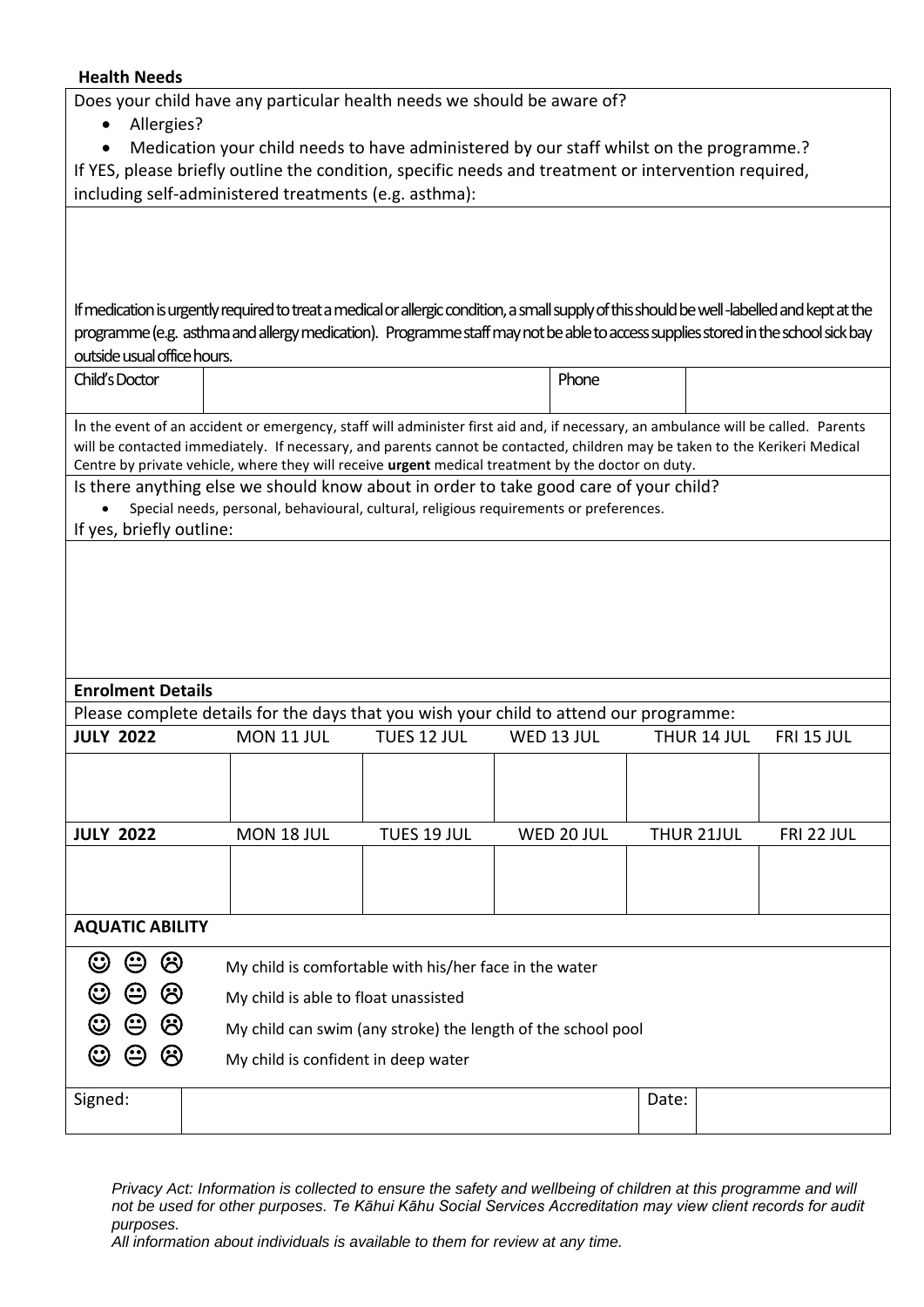**Health Needs**

Does your child have any particular health needs we should be aware of?

- Allergies?
- Medication your child needs to have administered by our staff whilst on the programme.?

If YES, please briefly outline the condition, specific needs and treatment or intervention required, including self-administered treatments (e.g. asthma):

If medication is urgently required to treat a medical or allergic condition, a small supply of this should be well -labelled and kept at the programme (e.g. asthma and allergy medication). Programme staff may not be able to access supplies stored in the school sick bay outside usual office hours.

| Child's Doctor | | Phone | |
|---|---|---|---|

In the event of an accident or emergency, staff will administer first aid and, if necessary, an ambulance will be called. Parents will be contacted immediately. If necessary, and parents cannot be contacted, children may be taken to the Kerikeri Medical Centre by private vehicle, where they will receive **urgent** medical treatment by the doctor on duty.

Is there anything else we should know about in order to take good care of your child?

- Special needs, personal, behavioural, cultural, religious requirements or preferences.

If yes, briefly outline:

**Enrolment Details**

Please complete details for the days that you wish your child to attend our programme:

| **JULY 2022** | MON 11 JUL | TUES 12 JUL | WED 13 JUL | THUR 14 JUL | FRI 15 JUL |
|---|---|---|---|---|---|
| | | | | | |
| **JULY 2022** | MON 18 JUL | TUES 19 JUL | WED 20 JUL | THUR 21JUL | FRI 22 JUL |
| | | | | | |

**AQUATIC ABILITY**

| | |
|---|---|
| ☺ 😐 ☹ | My child is comfortable with his/her face in the water |
| ☺ 😐 ☹ | My child is able to float unassisted |
| ☺ 😐 ☹ | My child can swim (any stroke) the length of the school pool |
| ☺ 😐 ☹ | My child is confident in deep water |

| Signed: | | Date: | |
|---|---|---|---|

*Privacy Act: Information is collected to ensure the safety and wellbeing of children at this programme and will not be used for other purposes. Te Kāhui Kāhu Social Services Accreditation may view client records for audit purposes.*

*All information about individuals is available to them for review at any time.*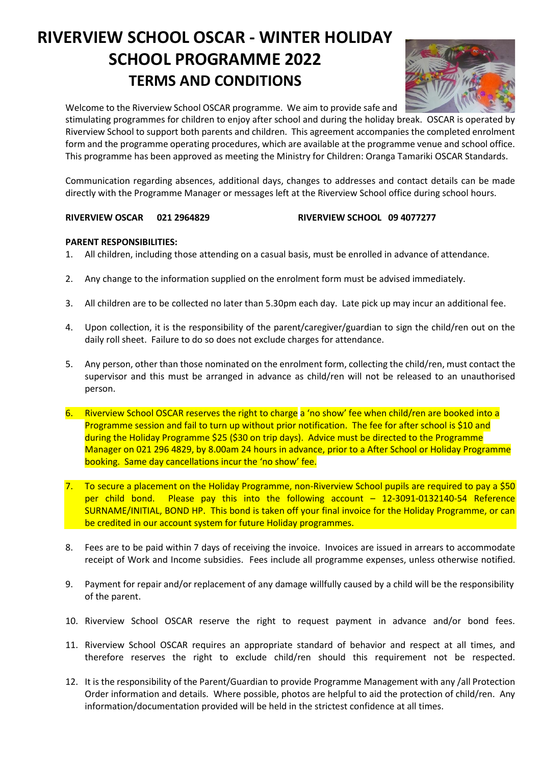# RIVERVIEW SCHOOL OSCAR - WINTER HOLIDAY SCHOOL PROGRAMME 2022

## TERMS AND CONDITIONS

Welcome to the Riverview School OSCAR programme. We aim to provide safe and stimulating programmes for children to enjoy after school and during the holiday break. OSCAR is operated by Riverview School to support both parents and children. This agreement accompanies the completed enrolment form and the programme operating procedures, which are available at the programme venue and school office. This programme has been approved as meeting the Ministry for Children: Oranga Tamariki OSCAR Standards.

Communication regarding absences, additional days, changes to addresses and contact details can be made directly with the Programme Manager or messages left at the Riverview School office during school hours.

**RIVERVIEW OSCAR 021 2964829** **RIVERVIEW SCHOOL 09 4077277**

**PARENT RESPONSIBILITIES:**

1. All children, including those attending on a casual basis, must be enrolled in advance of attendance.
2. Any change to the information supplied on the enrolment form must be advised immediately.
3. All children are to be collected no later than 5.30pm each day. Late pick up may incur an additional fee.
4. Upon collection, it is the responsibility of the parent/caregiver/guardian to sign the child/ren out on the daily roll sheet. Failure to do so does not exclude charges for attendance.
5. Any person, other than those nominated on the enrolment form, collecting the child/ren, must contact the supervisor and this must be arranged in advance as child/ren will not be released to an unauthorised person.
6. Riverview School OSCAR reserves the right to charge a 'no show' fee when child/ren are booked into a Programme session and fail to turn up without prior notification. The fee for after school is $10 and during the Holiday Programme $25 ($30 on trip days). Advice must be directed to the Programme Manager on 021 296 4829, by 8.00am 24 hours in advance, prior to a After School or Holiday Programme booking. Same day cancellations incur the 'no show' fee.
7. To secure a placement on the Holiday Programme, non-Riverview School pupils are required to pay a $50 per child bond. Please pay this into the following account – 12-3091-0132140-54 Reference SURNAME/INITIAL, BOND HP. This bond is taken off your final invoice for the Holiday Programme, or can be credited in our account system for future Holiday programmes.
8. Fees are to be paid within 7 days of receiving the invoice. Invoices are issued in arrears to accommodate receipt of Work and Income subsidies. Fees include all programme expenses, unless otherwise notified.
9. Payment for repair and/or replacement of any damage willfully caused by a child will be the responsibility of the parent.
10. Riverview School OSCAR reserve the right to request payment in advance and/or bond fees.
11. Riverview School OSCAR requires an appropriate standard of behavior and respect at all times, and therefore reserves the right to exclude child/ren should this requirement not be respected.
12. It is the responsibility of the Parent/Guardian to provide Programme Management with any /all Protection Order information and details. Where possible, photos are helpful to aid the protection of child/ren. Any information/documentation provided will be held in the strictest confidence at all times.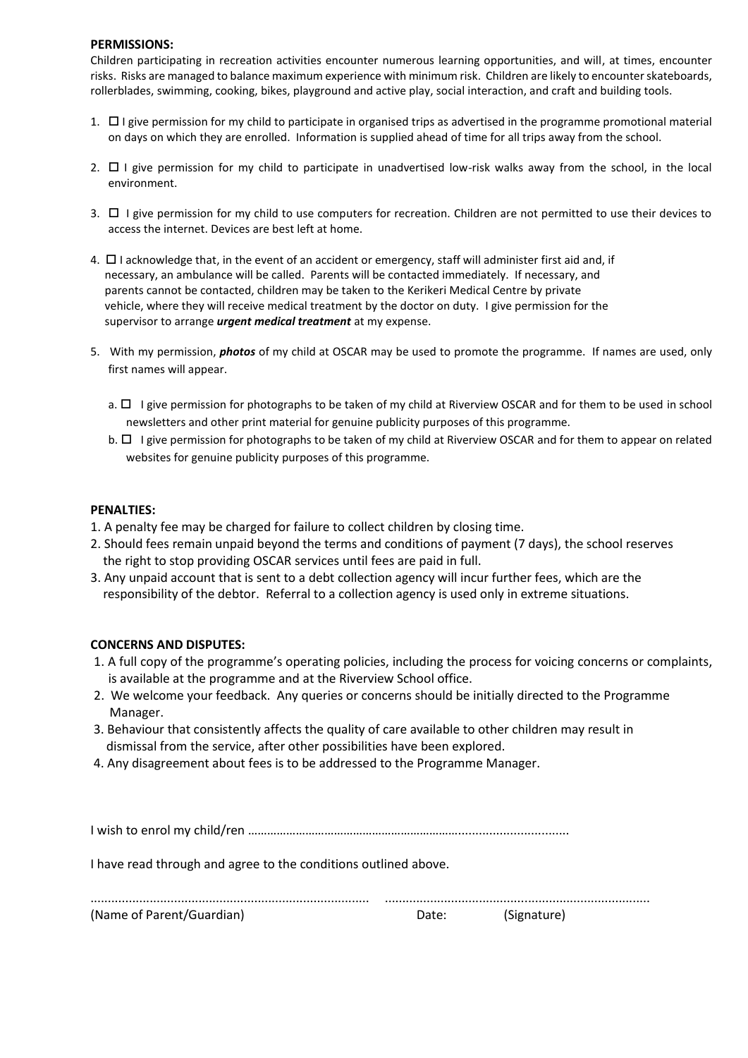**PERMISSIONS:**

Children participating in recreation activities encounter numerous learning opportunities, and will, at times, encounter risks. Risks are managed to balance maximum experience with minimum risk. Children are likely to encounter skateboards, rollerblades, swimming, cooking, bikes, playground and active play, social interaction, and craft and building tools.

1. ☐ I give permission for my child to participate in organised trips as advertised in the programme promotional material on days on which they are enrolled. Information is supplied ahead of time for all trips away from the school.
2. ☐ I give permission for my child to participate in unadvertised low-risk walks away from the school, in the local environment.
3. ☐ I give permission for my child to use computers for recreation. Children are not permitted to use their devices to access the internet. Devices are best left at home.
4. ☐ I acknowledge that, in the event of an accident or emergency, staff will administer first aid and, if necessary, an ambulance will be called. Parents will be contacted immediately. If necessary, and parents cannot be contacted, children may be taken to the Kerikeri Medical Centre by private vehicle, where they will receive medical treatment by the doctor on duty. I give permission for the supervisor to arrange ***urgent medical treatment*** at my expense.
5. With my permission, ***photos*** of my child at OSCAR may be used to promote the programme. If names are used, only first names will appear.
   a. ☐ I give permission for photographs to be taken of my child at Riverview OSCAR and for them to be used in school newsletters and other print material for genuine publicity purposes of this programme.
   b. ☐ I give permission for photographs to be taken of my child at Riverview OSCAR and for them to appear on related websites for genuine publicity purposes of this programme.

**PENALTIES:**

1. A penalty fee may be charged for failure to collect children by closing time.
2. Should fees remain unpaid beyond the terms and conditions of payment (7 days), the school reserves the right to stop providing OSCAR services until fees are paid in full.
3. Any unpaid account that is sent to a debt collection agency will incur further fees, which are the responsibility of the debtor. Referral to a collection agency is used only in extreme situations.

**CONCERNS AND DISPUTES:**

1. A full copy of the programme's operating policies, including the process for voicing concerns or complaints, is available at the programme and at the Riverview School office.
2. We welcome your feedback. Any queries or concerns should be initially directed to the Programme Manager.
3. Behaviour that consistently affects the quality of care available to other children may result in dismissal from the service, after other possibilities have been explored.
4. Any disagreement about fees is to be addressed to the Programme Manager.

I wish to enrol my child/ren ………………………………………………………………………………

I have read through and agree to the conditions outlined above.

............................................................................... ...........................................................................

(Name of Parent/Guardian) Date: (Signature)